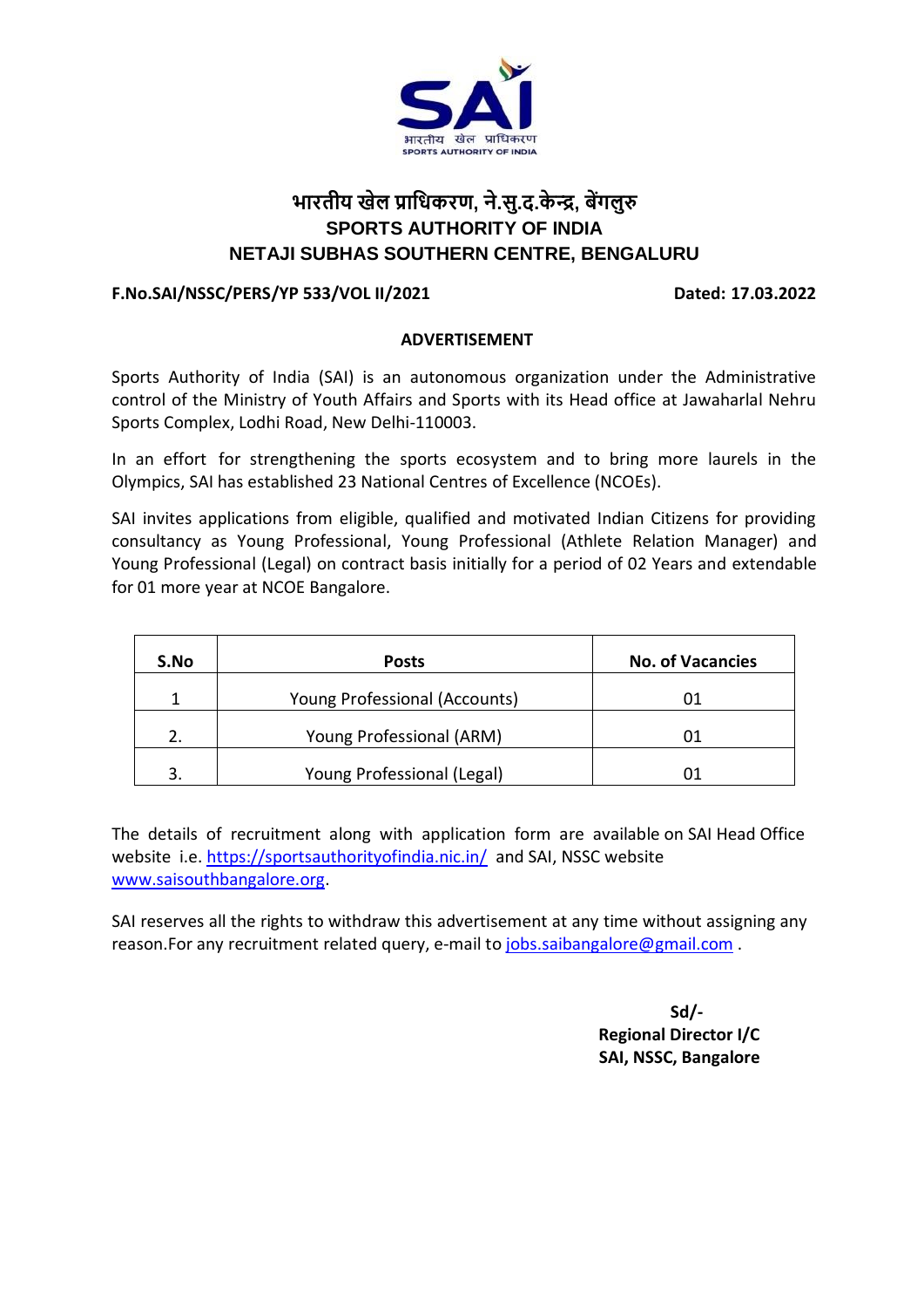# भारतीय खेल प्राधिकरण, ने.सु.द.केन्द्र, बेंगलुरु

## SPORTS AUTHORITY OF INDIA

## NETAJI SUBHAS SOUTHERN CENTRE, BENGALURU

**F.No.SAI/NSSC/PERS/YP 533/VOL II/2021** **Dated: 17.03.2022**

### ADVERTISEMENT

Sports Authority of India (SAI) is an autonomous organization under the Administrative control of the Ministry of Youth Affairs and Sports with its Head office at Jawaharlal Nehru Sports Complex, Lodhi Road, New Delhi-110003.

In an effort for strengthening the sports ecosystem and to bring more laurels in the Olympics, SAI has established 23 National Centres of Excellence (NCOEs).

SAI invites applications from eligible, qualified and motivated Indian Citizens for providing consultancy as Young Professional, Young Professional (Athlete Relation Manager) and Young Professional (Legal) on contract basis initially for a period of 02 Years and extendable for 01 more year at NCOE Bangalore.

| S.No | Posts | No. of Vacancies |
|---|---|---|
| 1 | Young Professional (Accounts) | 01 |
| 2. | Young Professional (ARM) | 01 |
| 3. | Young Professional (Legal) | 01 |

The details of recruitment along with application form are available on SAI Head Office website i.e. https://sportsauthorityofindia.nic.in/ and SAI, NSSC website www.saisouthbangalore.org.

SAI reserves all the rights to withdraw this advertisement at any time without assigning any reason.For any recruitment related query, e-mail to jobs.saibangalore@gmail.com .

**Sd/-**
**Regional Director I/C**
**SAI, NSSC, Bangalore**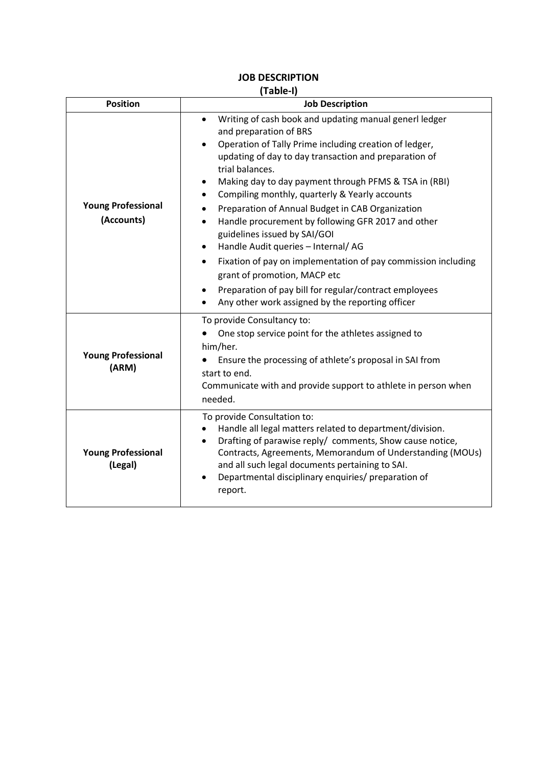# JOB DESCRIPTION

**(Table-I)**

| Position | Job Description |
|---|---|
| **Young Professional (Accounts)** | • Writing of cash book and updating manual generl ledger and preparation of BRS<br>• Operation of Tally Prime including creation of ledger, updating of day to day transaction and preparation of trial balances.<br>• Making day to day payment through PFMS & TSA in (RBI)<br>• Compiling monthly, quarterly & Yearly accounts<br>• Preparation of Annual Budget in CAB Organization<br>• Handle procurement by following GFR 2017 and other guidelines issued by SAI/GOI<br>• Handle Audit queries – Internal/ AG<br>• Fixation of pay on implementation of pay commission including grant of promotion, MACP etc<br>• Preparation of pay bill for regular/contract employees<br>• Any other work assigned by the reporting officer |
| **Young Professional (ARM)** | To provide Consultancy to:<br>• One stop service point for the athletes assigned to him/her.<br>• Ensure the processing of athlete's proposal in SAI from start to end.<br>Communicate with and provide support to athlete in person when needed. |
| **Young Professional (Legal)** | To provide Consultation to:<br>• Handle all legal matters related to department/division.<br>• Drafting of parawise reply/ comments, Show cause notice, Contracts, Agreements, Memorandum of Understanding (MOUs) and all such legal documents pertaining to SAI.<br>• Departmental disciplinary enquiries/ preparation of report. |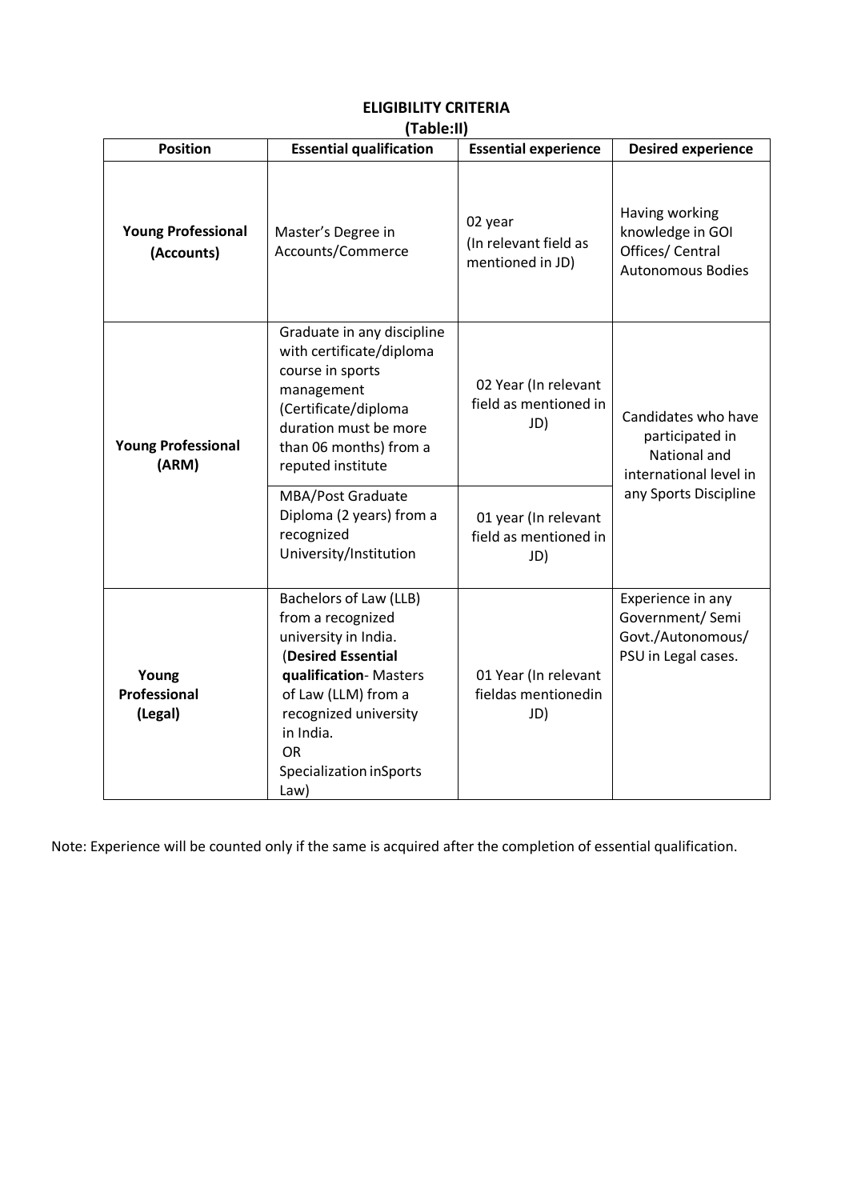**ELIGIBILITY CRITERIA**

**(Table:II)**

| Position | Essential qualification | Essential experience | Desired experience |
|---|---|---|---|
| **Young Professional (Accounts)** | Master's Degree in Accounts/Commerce | 02 year (In relevant field as mentioned in JD) | Having working knowledge in GOI Offices/ Central Autonomous Bodies |
| **Young Professional (ARM)** | Graduate in any discipline with certificate/diploma course in sports management (Certificate/diploma duration must be more than 06 months) from a reputed institute | 02 Year (In relevant field as mentioned in JD) | Candidates who have participated in National and international level in any Sports Discipline |
| | MBA/Post Graduate Diploma (2 years) from a recognized University/Institution | 01 year (In relevant field as mentioned in JD) | |
| **Young Professional (Legal)** | Bachelors of Law (LLB) from a recognized university in India. (**Desired Essential qualification**- Masters of Law (LLM) from a recognized university in India. OR Specialization inSports Law) | 01 Year (In relevant fieldas mentionedin JD) | Experience in any Government/ Semi Govt./Autonomous/ PSU in Legal cases. |

Note: Experience will be counted only if the same is acquired after the completion of essential qualification.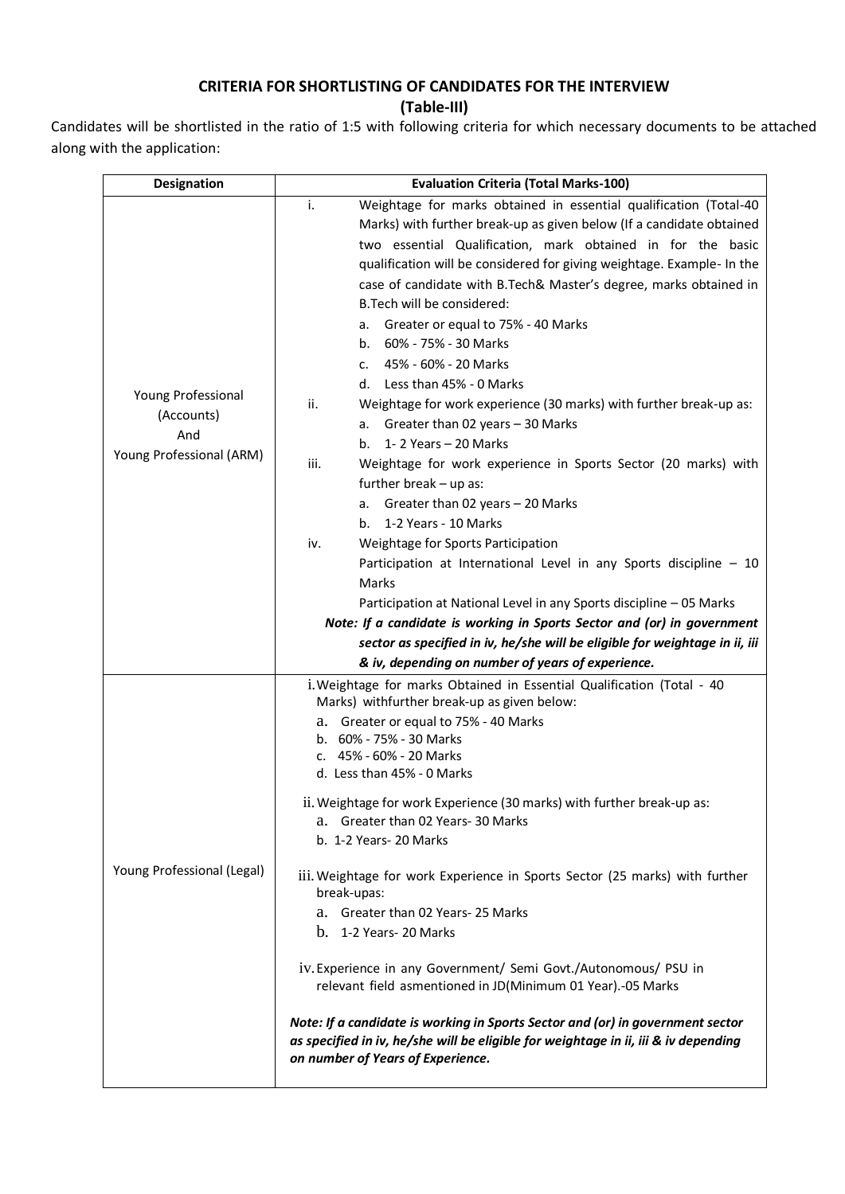**CRITERIA FOR SHORTLISTING OF CANDIDATES FOR THE INTERVIEW**

**(Table-III)**

Candidates will be shortlisted in the ratio of 1:5 with following criteria for which necessary documents to be attached along with the application:

| Designation | Evaluation Criteria (Total Marks-100) |
|---|---|
| Young Professional (Accounts) And Young Professional (ARM) | i. Weightage for marks obtained in essential qualification (Total-40 Marks) with further break-up as given below (If a candidate obtained two essential Qualification, mark obtained in for the basic qualification will be considered for giving weightage. Example- In the case of candidate with B.Tech& Master's degree, marks obtained in B.Tech will be considered:<br>a. Greater or equal to 75% - 40 Marks<br>b. 60% - 75% - 30 Marks<br>c. 45% - 60% - 20 Marks<br>d. Less than 45% - 0 Marks<br>ii. Weightage for work experience (30 marks) with further break-up as:<br>a. Greater than 02 years – 30 Marks<br>b. 1- 2 Years – 20 Marks<br>iii. Weightage for work experience in Sports Sector (20 marks) with further break – up as:<br>a. Greater than 02 years – 20 Marks<br>b. 1-2 Years - 10 Marks<br>iv. Weightage for Sports Participation<br>Participation at International Level in any Sports discipline – 10 Marks<br>Participation at National Level in any Sports discipline – 05 Marks<br>***Note: If a candidate is working in Sports Sector and (or) in government sector as specified in iv, he/she will be eligible for weightage in ii, iii & iv, depending on number of years of experience.*** |
| Young Professional (Legal) | i. Weightage for marks Obtained in Essential Qualification (Total - 40 Marks) withfurther break-up as given below:<br>a. Greater or equal to 75% - 40 Marks<br>b. 60% - 75% - 30 Marks<br>c. 45% - 60% - 20 Marks<br>d. Less than 45% - 0 Marks<br>ii. Weightage for work Experience (30 marks) with further break-up as:<br>a. Greater than 02 Years- 30 Marks<br>b. 1-2 Years- 20 Marks<br>iii. Weightage for work Experience in Sports Sector (25 marks) with further break-upas:<br>a. Greater than 02 Years- 25 Marks<br>b. 1-2 Years- 20 Marks<br>iv. Experience in any Government/ Semi Govt./Autonomous/ PSU in relevant field asmentioned in JD(Minimum 01 Year).-05 Marks<br>***Note: If a candidate is working in Sports Sector and (or) in government sector as specified in iv, he/she will be eligible for weightage in ii, iii & iv depending on number of Years of Experience.*** |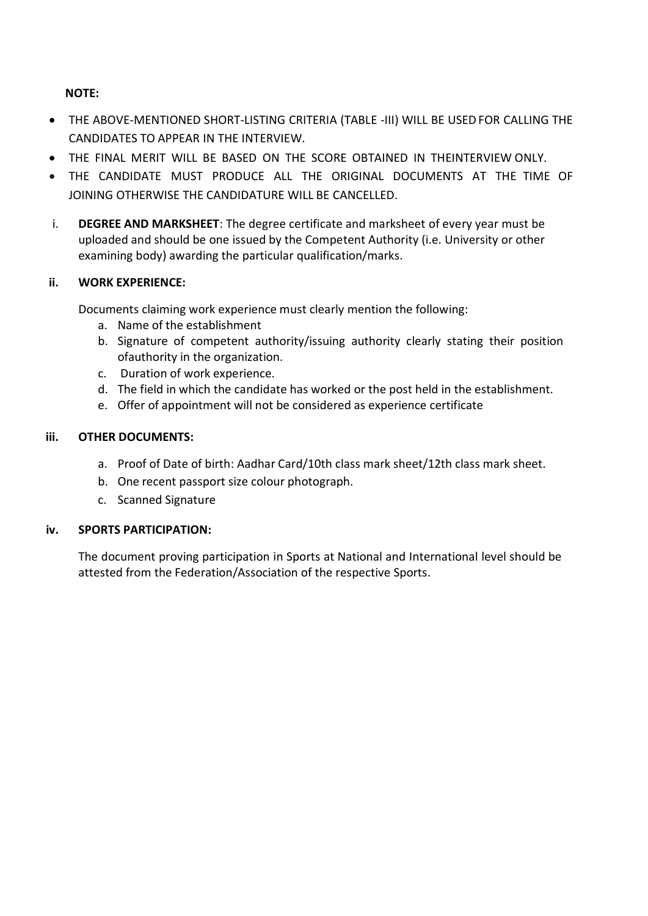**NOTE:**

- THE ABOVE-MENTIONED SHORT-LISTING CRITERIA (TABLE -III) WILL BE USED FOR CALLING THE CANDIDATES TO APPEAR IN THE INTERVIEW.
- THE FINAL MERIT WILL BE BASED ON THE SCORE OBTAINED IN THEINTERVIEW ONLY.
- THE CANDIDATE MUST PRODUCE ALL THE ORIGINAL DOCUMENTS AT THE TIME OF JOINING OTHERWISE THE CANDIDATURE WILL BE CANCELLED.

i. **DEGREE AND MARKSHEET**: The degree certificate and marksheet of every year must be uploaded and should be one issued by the Competent Authority (i.e. University or other examining body) awarding the particular qualification/marks.

**ii. WORK EXPERIENCE:**

Documents claiming work experience must clearly mention the following:

a. Name of the establishment
b. Signature of competent authority/issuing authority clearly stating their position ofauthority in the organization.
c. Duration of work experience.
d. The field in which the candidate has worked or the post held in the establishment.
e. Offer of appointment will not be considered as experience certificate

**iii. OTHER DOCUMENTS:**

a. Proof of Date of birth: Aadhar Card/10th class mark sheet/12th class mark sheet.
b. One recent passport size colour photograph.
c. Scanned Signature

**iv. SPORTS PARTICIPATION:**

The document proving participation in Sports at National and International level should be attested from the Federation/Association of the respective Sports.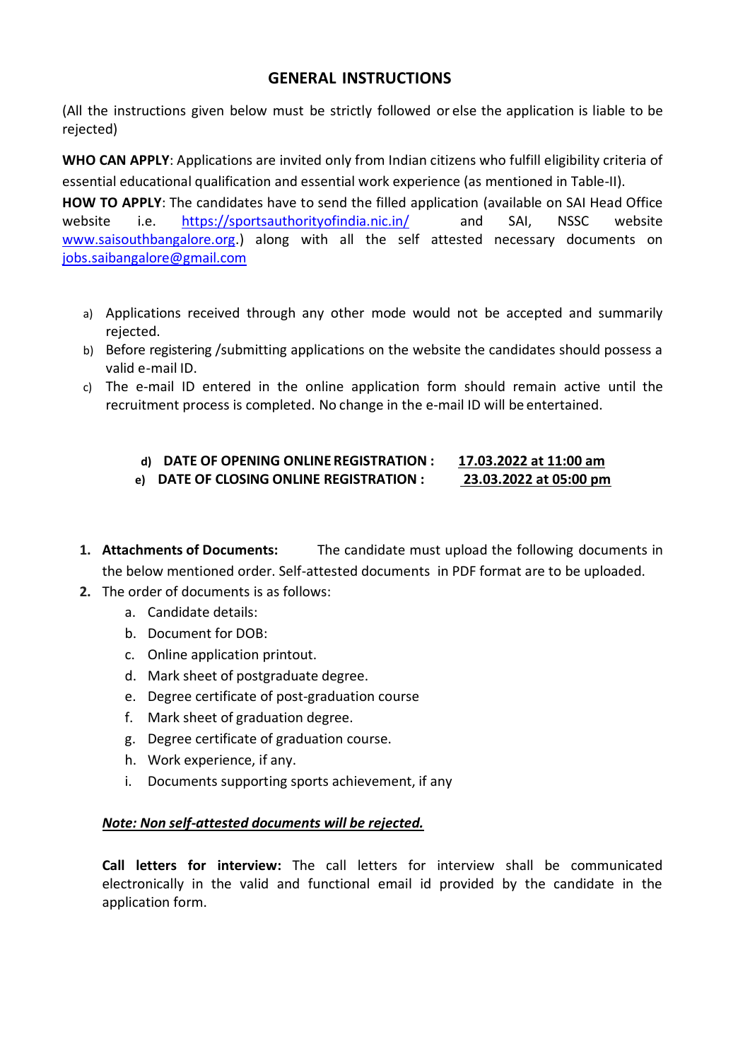## GENERAL INSTRUCTIONS

(All the instructions given below must be strictly followed or else the application is liable to be rejected)

**WHO CAN APPLY**: Applications are invited only from Indian citizens who fulfill eligibility criteria of essential educational qualification and essential work experience (as mentioned in Table-II).

**HOW TO APPLY**: The candidates have to send the filled application (available on SAI Head Office website i.e. https://sportsauthorityofindia.nic.in/ and SAI, NSSC website www.saisouthbangalore.org.) along with all the self attested necessary documents on jobs.saibangalore@gmail.com

a) Applications received through any other mode would not be accepted and summarily rejected.
b) Before registering /submitting applications on the website the candidates should possess a valid e-mail ID.
c) The e-mail ID entered in the online application form should remain active until the recruitment process is completed. No change in the e-mail ID will be entertained.

**d) DATE OF OPENING ONLINE REGISTRATION : <u>17.03.2022 at 11:00 am</u>**
**e) DATE OF CLOSING ONLINE REGISTRATION : <u>23.03.2022 at 05:00 pm</u>**

1. **Attachments of Documents:** The candidate must upload the following documents in the below mentioned order. Self-attested documents in PDF format are to be uploaded.
2. The order of documents is as follows:
   a. Candidate details:
   b. Document for DOB:
   c. Online application printout.
   d. Mark sheet of postgraduate degree.
   e. Degree certificate of post-graduation course
   f. Mark sheet of graduation degree.
   g. Degree certificate of graduation course.
   h. Work experience, if any.
   i. Documents supporting sports achievement, if any

***<u>Note: Non self-attested documents will be rejected.</u>***

**Call letters for interview:** The call letters for interview shall be communicated electronically in the valid and functional email id provided by the candidate in the application form.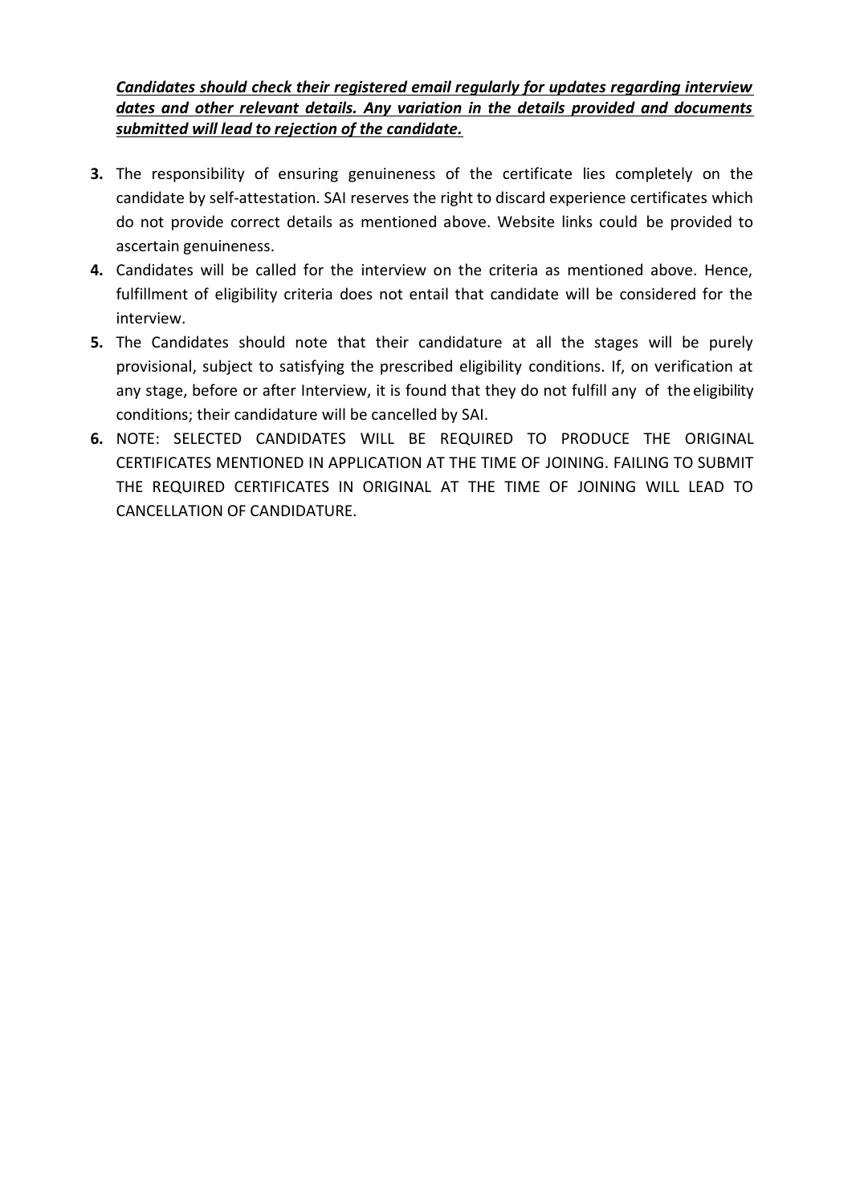***Candidates should check their registered email regularly for updates regarding interview dates and other relevant details. Any variation in the details provided and documents submitted will lead to rejection of the candidate.***

3. The responsibility of ensuring genuineness of the certificate lies completely on the candidate by self-attestation. SAI reserves the right to discard experience certificates which do not provide correct details as mentioned above. Website links could be provided to ascertain genuineness.
4. Candidates will be called for the interview on the criteria as mentioned above. Hence, fulfillment of eligibility criteria does not entail that candidate will be considered for the interview.
5. The Candidates should note that their candidature at all the stages will be purely provisional, subject to satisfying the prescribed eligibility conditions. If, on verification at any stage, before or after Interview, it is found that they do not fulfill any of the eligibility conditions; their candidature will be cancelled by SAI.
6. NOTE: SELECTED CANDIDATES WILL BE REQUIRED TO PRODUCE THE ORIGINAL CERTIFICATES MENTIONED IN APPLICATION AT THE TIME OF JOINING. FAILING TO SUBMIT THE REQUIRED CERTIFICATES IN ORIGINAL AT THE TIME OF JOINING WILL LEAD TO CANCELLATION OF CANDIDATURE.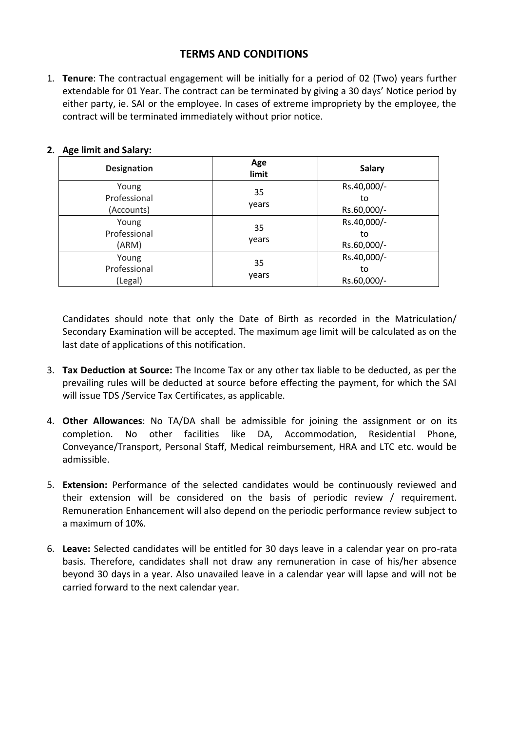# TERMS AND CONDITIONS

1. **Tenure**: The contractual engagement will be initially for a period of 02 (Two) years further extendable for 01 Year. The contract can be terminated by giving a 30 days' Notice period by either party, ie. SAI or the employee. In cases of extreme impropriety by the employee, the contract will be terminated immediately without prior notice.

2. **Age limit and Salary:**

| Designation | Age limit | Salary |
|---|---|---|
| Young Professional (Accounts) | 35 years | Rs.40,000/- to Rs.60,000/- |
| Young Professional (ARM) | 35 years | Rs.40,000/- to Rs.60,000/- |
| Young Professional (Legal) | 35 years | Rs.40,000/- to Rs.60,000/- |

Candidates should note that only the Date of Birth as recorded in the Matriculation/ Secondary Examination will be accepted. The maximum age limit will be calculated as on the last date of applications of this notification.

3. **Tax Deduction at Source:** The Income Tax or any other tax liable to be deducted, as per the prevailing rules will be deducted at source before effecting the payment, for which the SAI will issue TDS /Service Tax Certificates, as applicable.

4. **Other Allowances**: No TA/DA shall be admissible for joining the assignment or on its completion. No other facilities like DA, Accommodation, Residential Phone, Conveyance/Transport, Personal Staff, Medical reimbursement, HRA and LTC etc. would be admissible.

5. **Extension:** Performance of the selected candidates would be continuously reviewed and their extension will be considered on the basis of periodic review / requirement. Remuneration Enhancement will also depend on the periodic performance review subject to a maximum of 10%.

6. **Leave:** Selected candidates will be entitled for 30 days leave in a calendar year on pro-rata basis. Therefore, candidates shall not draw any remuneration in case of his/her absence beyond 30 days in a year. Also unavailed leave in a calendar year will lapse and will not be carried forward to the next calendar year.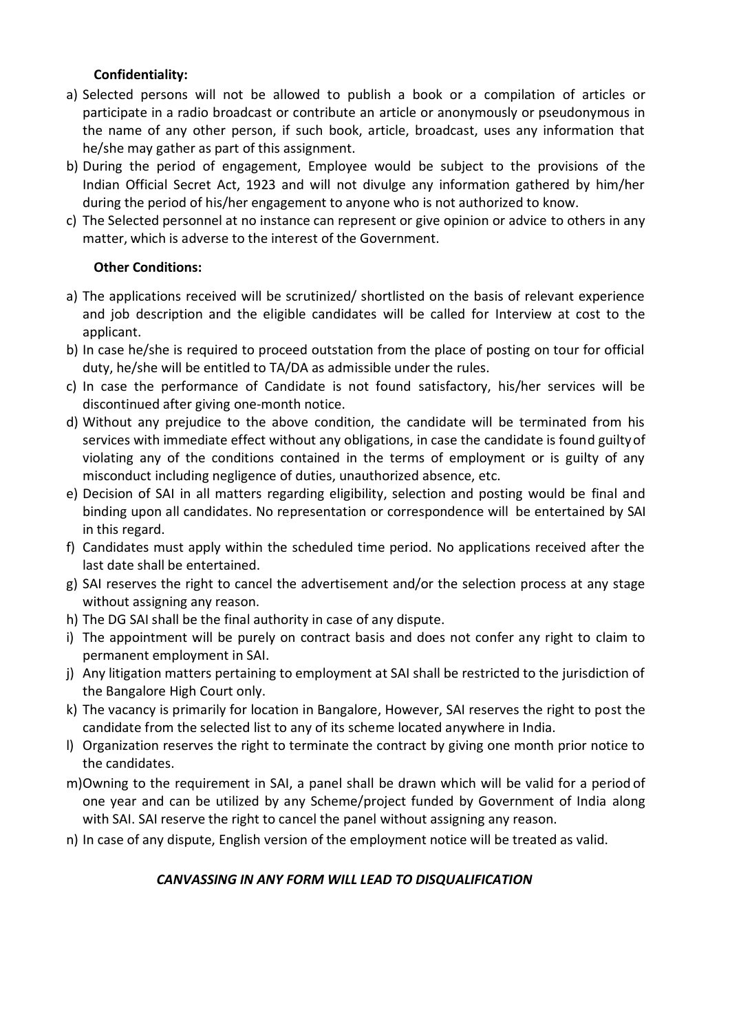**Confidentiality:**

a) Selected persons will not be allowed to publish a book or a compilation of articles or participate in a radio broadcast or contribute an article or anonymously or pseudonymous in the name of any other person, if such book, article, broadcast, uses any information that he/she may gather as part of this assignment.
b) During the period of engagement, Employee would be subject to the provisions of the Indian Official Secret Act, 1923 and will not divulge any information gathered by him/her during the period of his/her engagement to anyone who is not authorized to know.
c) The Selected personnel at no instance can represent or give opinion or advice to others in any matter, which is adverse to the interest of the Government.

**Other Conditions:**

a) The applications received will be scrutinized/ shortlisted on the basis of relevant experience and job description and the eligible candidates will be called for Interview at cost to the applicant.
b) In case he/she is required to proceed outstation from the place of posting on tour for official duty, he/she will be entitled to TA/DA as admissible under the rules.
c) In case the performance of Candidate is not found satisfactory, his/her services will be discontinued after giving one-month notice.
d) Without any prejudice to the above condition, the candidate will be terminated from his services with immediate effect without any obligations, in case the candidate is found guilty of violating any of the conditions contained in the terms of employment or is guilty of any misconduct including negligence of duties, unauthorized absence, etc.
e) Decision of SAI in all matters regarding eligibility, selection and posting would be final and binding upon all candidates. No representation or correspondence will be entertained by SAI in this regard.
f) Candidates must apply within the scheduled time period. No applications received after the last date shall be entertained.
g) SAI reserves the right to cancel the advertisement and/or the selection process at any stage without assigning any reason.
h) The DG SAI shall be the final authority in case of any dispute.
i) The appointment will be purely on contract basis and does not confer any right to claim to permanent employment in SAI.
j) Any litigation matters pertaining to employment at SAI shall be restricted to the jurisdiction of the Bangalore High Court only.
k) The vacancy is primarily for location in Bangalore, However, SAI reserves the right to post the candidate from the selected list to any of its scheme located anywhere in India.
l) Organization reserves the right to terminate the contract by giving one month prior notice to the candidates.
m) Owning to the requirement in SAI, a panel shall be drawn which will be valid for a period of one year and can be utilized by any Scheme/project funded by Government of India along with SAI. SAI reserve the right to cancel the panel without assigning any reason.
n) In case of any dispute, English version of the employment notice will be treated as valid.

***CANVASSING IN ANY FORM WILL LEAD TO DISQUALIFICATION***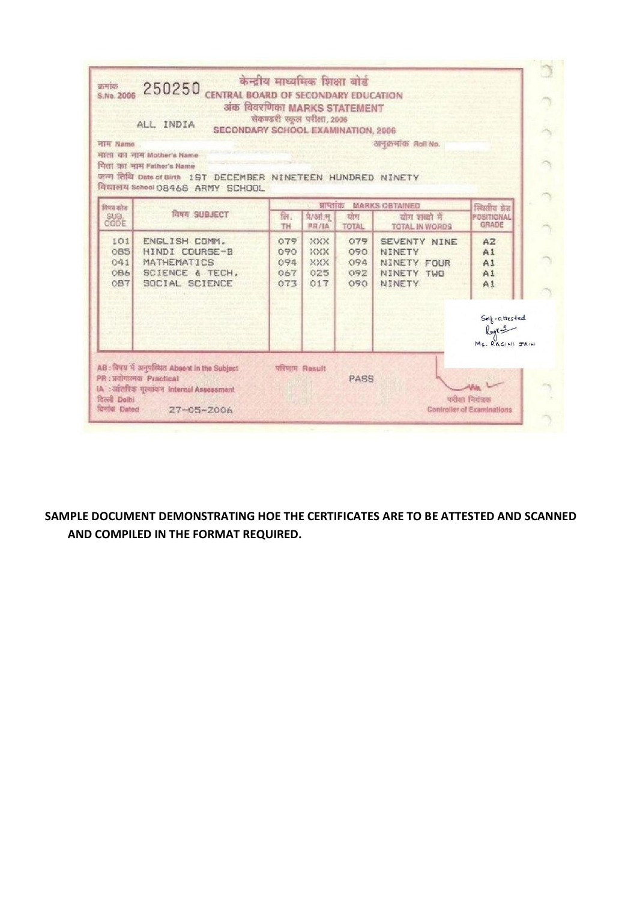क्रमांक
S.No. 2006 250250

केन्द्रीय माध्यमिक शिक्षा बोर्ड
CENTRAL BOARD OF SECONDARY EDUCATION
अंक विवरणिका MARKS STATEMENT
सेकण्डरी स्कूल परीक्षा, 2006
SECONDARY SCHOOL EXAMINATION, 2006

ALL INDIA

नाम Name

अनुक्रमांक Roll No.

माता का नाम Mother's Name

पिता का नाम Father's Name

जन्म तिथि Date of Birth 1ST DECEMBER NINETEEN HUNDRED NINETY

विद्यालय School 08468 ARMY SCHOOL

| विषय कोड SUB. CODE | विषय SUBJECT | प्राप्तांक MARKS OBTAINED | | | | स्थितीय ग्रेड POSITIONAL GRADE |
|---|---|---|---|---|---|---|
| | | लि. TH | प्रै/आं.मू. PR/IA | योग TOTAL | योग शब्दों में TOTAL IN WORDS | |
| 101 | ENGLISH COMM. | 079 | XXX | 079 | SEVENTY NINE | A2 |
| 085 | HINDI COURSE-B | 090 | XXX | 090 | NINETY | A1 |
| 041 | MATHEMATICS | 094 | XXX | 094 | NINETY FOUR | A1 |
| 086 | SCIENCE & TECH. | 067 | 025 | 092 | NINETY TWO | A1 |
| 087 | SOCIAL SCIENCE | 073 | 017 | 090 | NINETY | A1 |

Self-attested
Ragini
Ms. RAGINI JAIN

AB : विषय में अनुपस्थित Absent in the Subject
PR : प्रयोगात्मक Practical
IA : आंतरिक मूल्यांकन Internal Assessment

परिणाम Result PASS

दिल्ली Delhi
दिनांक Dated 27-05-2006

परीक्षा नियंत्रक
Controller of Examinations

**SAMPLE DOCUMENT DEMONSTRATING HOE THE CERTIFICATES ARE TO BE ATTESTED AND SCANNED AND COMPILED IN THE FORMAT REQUIRED.**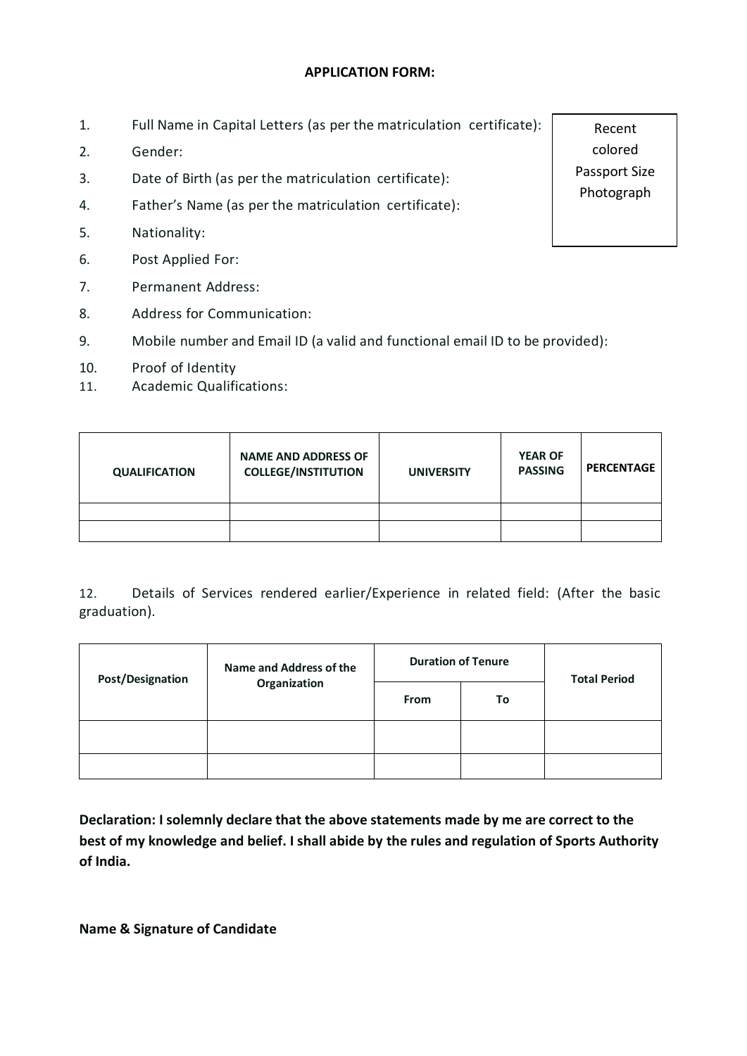## APPLICATION FORM:

Recent colored Passport Size Photograph

1. Full Name in Capital Letters (as per the matriculation certificate):
2. Gender:
3. Date of Birth (as per the matriculation certificate):
4. Father's Name (as per the matriculation certificate):
5. Nationality:
6. Post Applied For:
7. Permanent Address:
8. Address for Communication:
9. Mobile number and Email ID (a valid and functional email ID to be provided):
10. Proof of Identity
11. Academic Qualifications:

| QUALIFICATION | NAME AND ADDRESS OF COLLEGE/INSTITUTION | UNIVERSITY | YEAR OF PASSING | PERCENTAGE |
|---|---|---|---|---|
| | | | | |
| | | | | |

12. Details of Services rendered earlier/Experience in related field: (After the basic graduation).

| Post/Designation | Name and Address of the Organization | Duration of Tenure | | Total Period |
|---|---|---|---|---|
| | | From | To | |
| | | | | |
| | | | | |

**Declaration: I solemnly declare that the above statements made by me are correct to the best of my knowledge and belief. I shall abide by the rules and regulation of Sports Authority of India.**

**Name & Signature of Candidate**